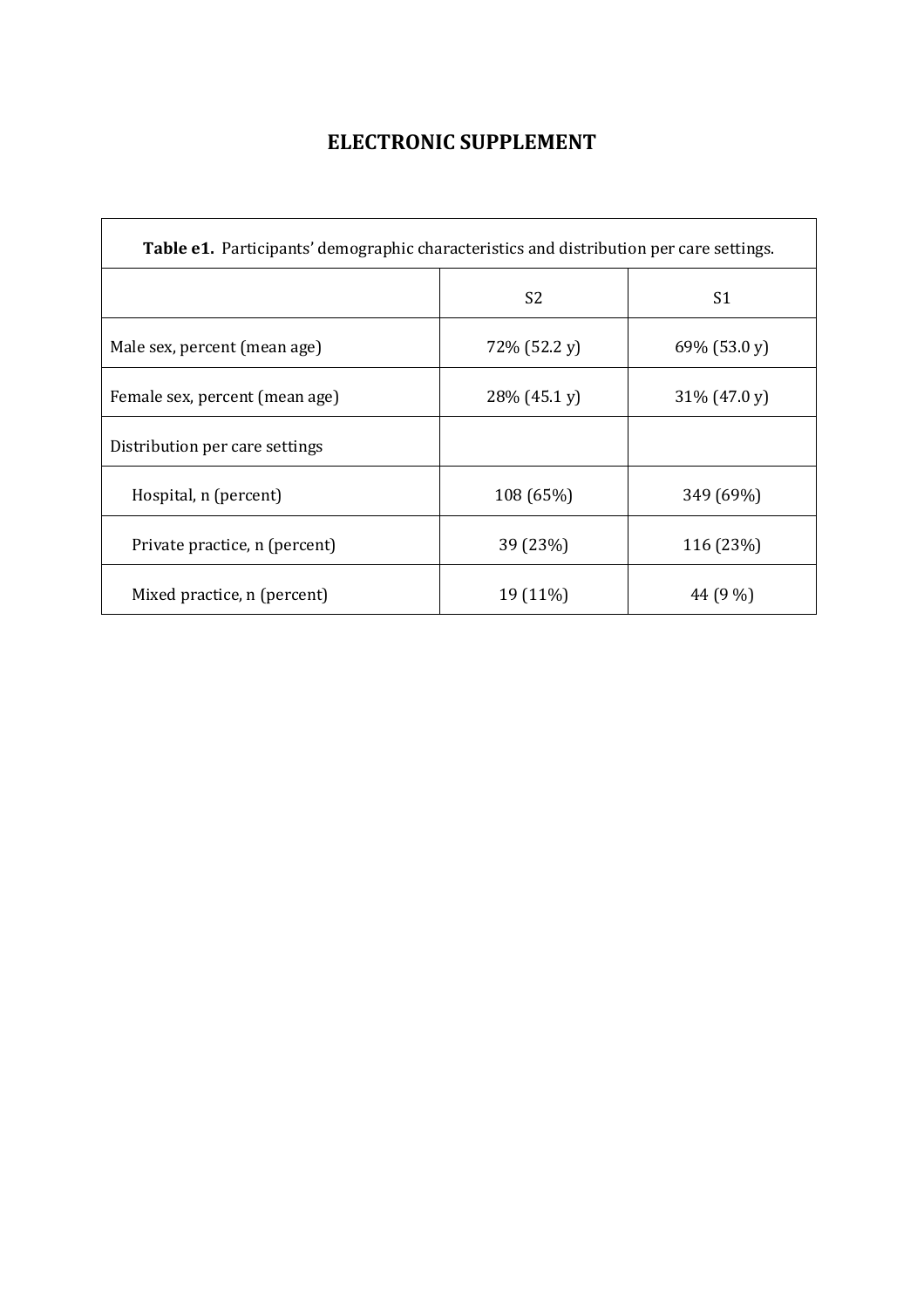# ELECTRONIC SUPPLEMENT

**Table e1.** Participants' demographic characteristics and distribution per care settings.

| | S2 | S1 |
|---|---|---|
| Male sex, percent (mean age) | 72% (52.2 y) | 69% (53.0 y) |
| Female sex, percent (mean age) | 28% (45.1 y) | 31% (47.0 y) |
| Distribution per care settings | | |
| Hospital, n (percent) | 108 (65%) | 349 (69%) |
| Private practice, n (percent) | 39 (23%) | 116 (23%) |
| Mixed practice, n (percent) | 19 (11%) | 44 (9 %) |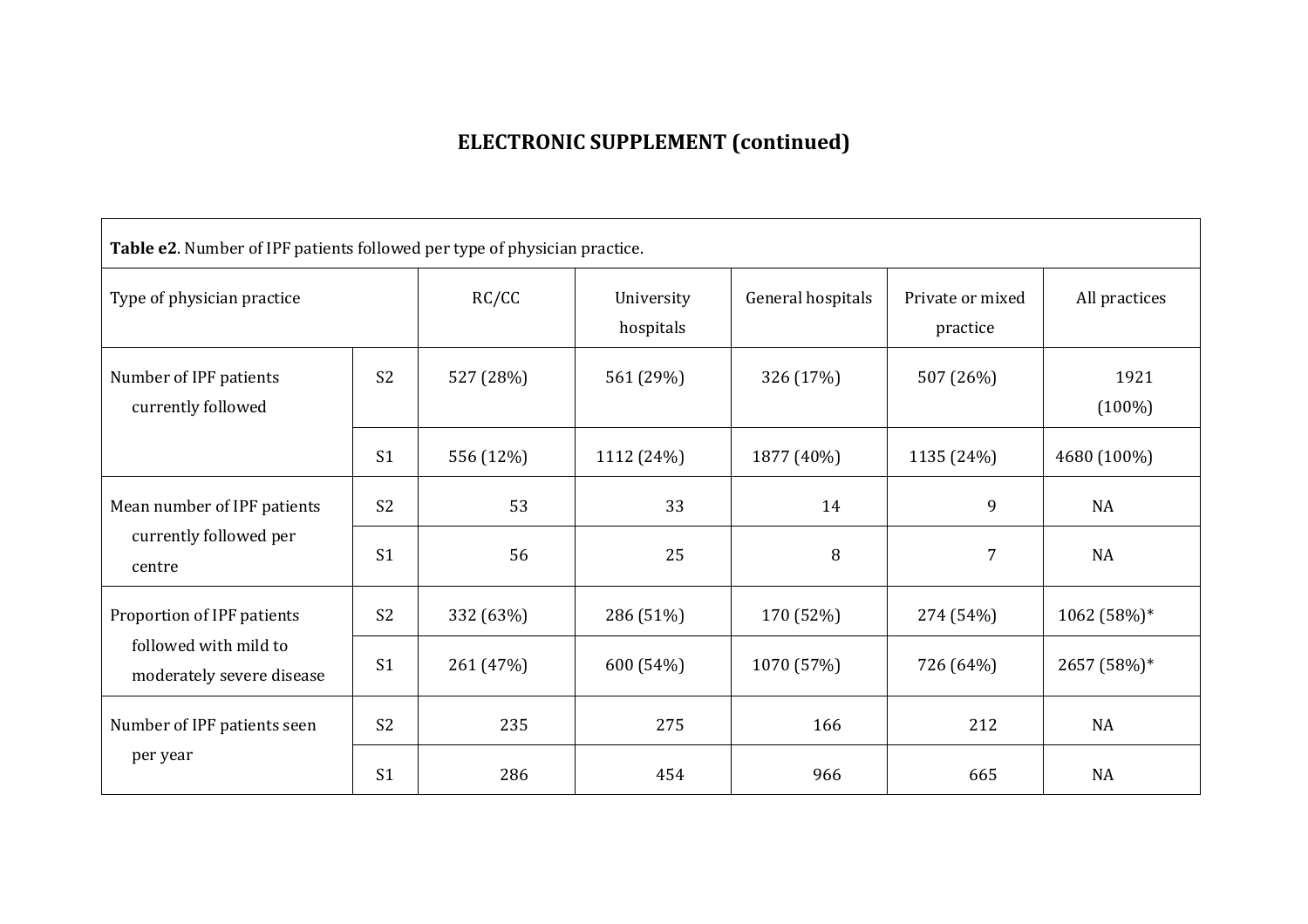## ELECTRONIC SUPPLEMENT (continued)

**Table e2**. Number of IPF patients followed per type of physician practice.

| Type of physician practice | | RC/CC | University hospitals | General hospitals | Private or mixed practice | All practices |
|---|---|---|---|---|---|---|
| Number of IPF patients currently followed | S2 | 527 (28%) | 561 (29%) | 326 (17%) | 507 (26%) | 1921 (100%) |
| | S1 | 556 (12%) | 1112 (24%) | 1877 (40%) | 1135 (24%) | 4680 (100%) |
| Mean number of IPF patients currently followed per centre | S2 | 53 | 33 | 14 | 9 | NA |
| | S1 | 56 | 25 | 8 | 7 | NA |
| Proportion of IPF patients followed with mild to moderately severe disease | S2 | 332 (63%) | 286 (51%) | 170 (52%) | 274 (54%) | 1062 (58%)* |
| | S1 | 261 (47%) | 600 (54%) | 1070 (57%) | 726 (64%) | 2657 (58%)* |
| Number of IPF patients seen per year | S2 | 235 | 275 | 166 | 212 | NA |
| | S1 | 286 | 454 | 966 | 665 | NA |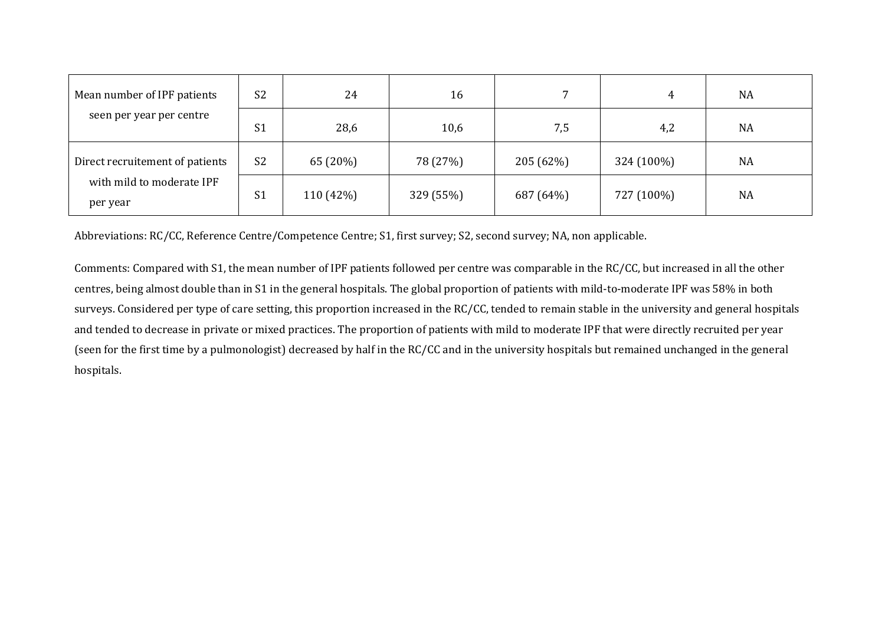| | | | | | | |
|---|---|---|---|---|---|---|
| Mean number of IPF patients seen per year per centre | S2 | 24 | 16 | 7 | 4 | NA |
| | S1 | 28,6 | 10,6 | 7,5 | 4,2 | NA |
| Direct recruitement of patients with mild to moderate IPF per year | S2 | 65 (20%) | 78 (27%) | 205 (62%) | 324 (100%) | NA |
| | S1 | 110 (42%) | 329 (55%) | 687 (64%) | 727 (100%) | NA |

Abbreviations: RC/CC, Reference Centre/Competence Centre; S1, first survey; S2, second survey; NA, non applicable.

Comments: Compared with S1, the mean number of IPF patients followed per centre was comparable in the RC/CC, but increased in all the other centres, being almost double than in S1 in the general hospitals. The global proportion of patients with mild-to-moderate IPF was 58% in both surveys. Considered per type of care setting, this proportion increased in the RC/CC, tended to remain stable in the university and general hospitals and tended to decrease in private or mixed practices. The proportion of patients with mild to moderate IPF that were directly recruited per year (seen for the first time by a pulmonologist) decreased by half in the RC/CC and in the university hospitals but remained unchanged in the general hospitals.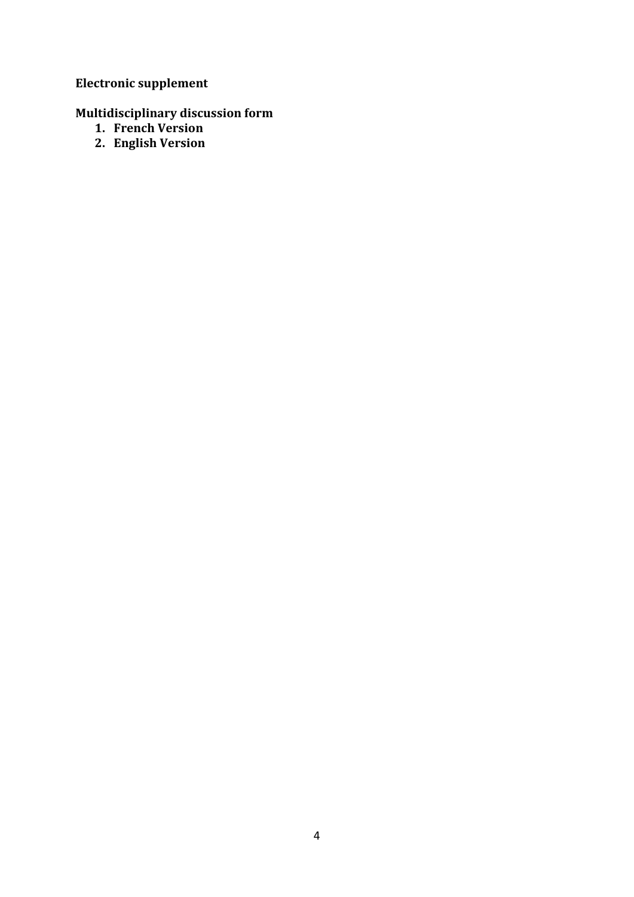**Electronic supplement**

**Multidisciplinary discussion form**

1. **French Version**
2. **English Version**